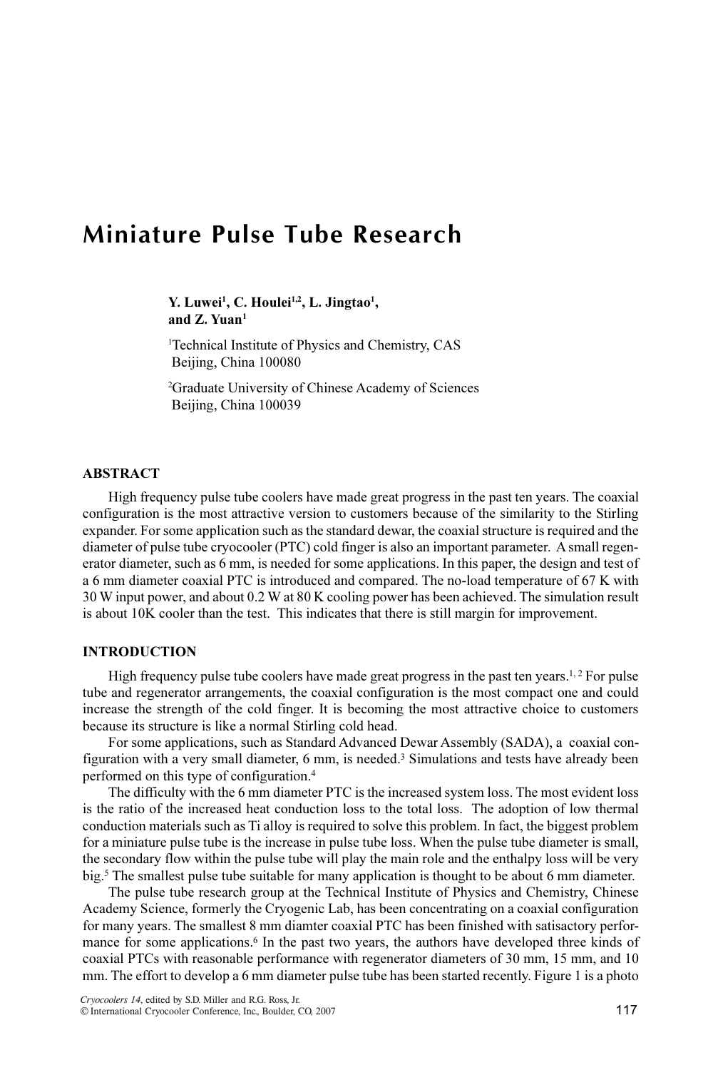# Miniature Pulse Tube Research

**Y. Luwei[1], C. Houlei[1,2], L. Jingtao[1], and Z. Yuan[1]**

[1]Technical Institute of Physics and Chemistry, CAS
Beijing, China 100080

[2]Graduate University of Chinese Academy of Sciences
Beijing, China 100039

## ABSTRACT

High frequency pulse tube coolers have made great progress in the past ten years. The coaxial configuration is the most attractive version to customers because of the similarity to the Stirling expander. For some application such as the standard dewar, the coaxial structure is required and the diameter of pulse tube cryocooler (PTC) cold finger is also an important parameter. A small regenerator diameter, such as 6 mm, is needed for some applications. In this paper, the design and test of a 6 mm diameter coaxial PTC is introduced and compared. The no-load temperature of 67 K with 30 W input power, and about 0.2 W at 80 K cooling power has been achieved. The simulation result is about 10K cooler than the test. This indicates that there is still margin for improvement.

## INTRODUCTION

High frequency pulse tube coolers have made great progress in the past ten years.[1, 2] For pulse tube and regenerator arrangements, the coaxial configuration is the most compact one and could increase the strength of the cold finger. It is becoming the most attractive choice to customers because its structure is like a normal Stirling cold head.

For some applications, such as Standard Advanced Dewar Assembly (SADA), a coaxial configuration with a very small diameter, 6 mm, is needed.[3] Simulations and tests have already been performed on this type of configuration.[4]

The difficulty with the 6 mm diameter PTC is the increased system loss. The most evident loss is the ratio of the increased heat conduction loss to the total loss. The adoption of low thermal conduction materials such as Ti alloy is required to solve this problem. In fact, the biggest problem for a miniature pulse tube is the increase in pulse tube loss. When the pulse tube diameter is small, the secondary flow within the pulse tube will play the main role and the enthalpy loss will be very big.[5] The smallest pulse tube suitable for many application is thought to be about 6 mm diameter.

The pulse tube research group at the Technical Institute of Physics and Chemistry, Chinese Academy Science, formerly the Cryogenic Lab, has been concentrating on a coaxial configuration for many years. The smallest 8 mm diamter coaxial PTC has been finished with satisfactory performance for some applications.[6] In the past two years, the authors have developed three kinds of coaxial PTCs with reasonable performance with regenerator diameters of 30 mm, 15 mm, and 10 mm. The effort to develop a 6 mm diameter pulse tube has been started recently. Figure 1 is a photo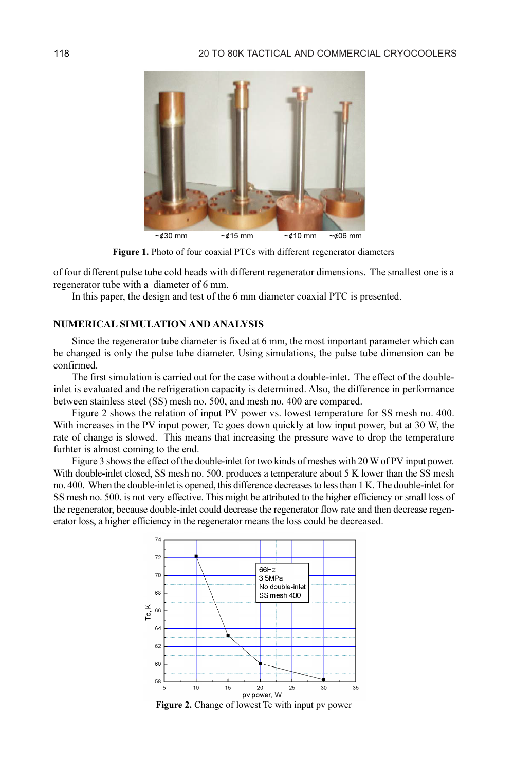~¢30 mm ~¢15 mm ~¢10 mm ~¢06 mm

**Figure 1.** Photo of four coaxial PTCs with different regenerator diameters

of four different pulse tube cold heads with different regenerator dimensions. The smallest one is a regenerator tube with a diameter of 6 mm.

In this paper, the design and test of the 6 mm diameter coaxial PTC is presented.

## NUMERICAL SIMULATION AND ANALYSIS

Since the regenerator tube diameter is fixed at 6 mm, the most important parameter which can be changed is only the pulse tube diameter. Using simulations, the pulse tube dimension can be confirmed.

The first simulation is carried out for the case without a double-inlet. The effect of the double-inlet is evaluated and the refrigeration capacity is determined. Also, the difference in performance between stainless steel (SS) mesh no. 500, and mesh no. 400 are compared.

Figure 2 shows the relation of input PV power vs. lowest temperature for SS mesh no. 400. With increases in the PV input power, Tc goes down quickly at low input power, but at 30 W, the rate of change is slowed. This means that increasing the pressure wave to drop the temperature furhter is almost coming to the end.

Figure 3 shows the effect of the double-inlet for two kinds of meshes with 20 W of PV input power. With double-inlet closed, SS mesh no. 500. produces a temperature about 5 K lower than the SS mesh no. 400. When the double-inlet is opened, this difference decreases to less than 1 K. The double-inlet for SS mesh no. 500. is not very effective. This might be attributed to the higher efficiency or small loss of the regenerator, because double-inlet could decrease the regenerator flow rate and then decrease regenerator loss, a higher efficiency in the regenerator means the loss could be decreased.

**Figure 2.** Change of lowest Tc with input pv power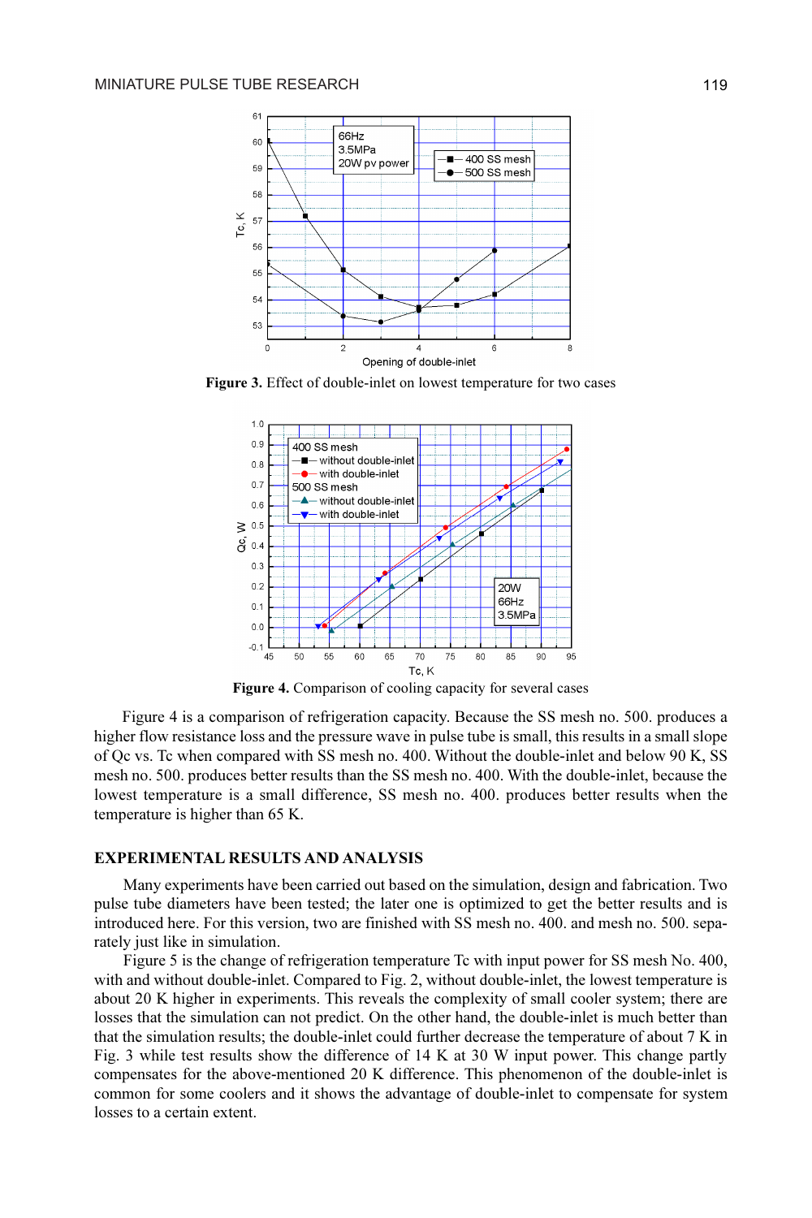Figure 3. Effect of double-inlet on lowest temperature for two cases

Figure 4. Comparison of cooling capacity for several cases

Figure 4 is a comparison of refrigeration capacity. Because the SS mesh no. 500. produces a higher flow resistance loss and the pressure wave in pulse tube is small, this results in a small slope of Qc vs. Tc when compared with SS mesh no. 400. Without the double-inlet and below 90 K, SS mesh no. 500. produces better results than the SS mesh no. 400. With the double-inlet, because the lowest temperature is a small difference, SS mesh no. 400. produces better results when the temperature is higher than 65 K.

## EXPERIMENTAL RESULTS AND ANALYSIS

Many experiments have been carried out based on the simulation, design and fabrication. Two pulse tube diameters have been tested; the later one is optimized to get the better results and is introduced here. For this version, two are finished with SS mesh no. 400. and mesh no. 500. separately just like in simulation.

Figure 5 is the change of refrigeration temperature Tc with input power for SS mesh No. 400, with and without double-inlet. Compared to Fig. 2, without double-inlet, the lowest temperature is about 20 K higher in experiments. This reveals the complexity of small cooler system; there are losses that the simulation can not predict. On the other hand, the double-inlet is much better than that the simulation results; the double-inlet could further decrease the temperature of about 7 K in Fig. 3 while test results show the difference of 14 K at 30 W input power. This change partly compensates for the above-mentioned 20 K difference. This phenomenon of the double-inlet is common for some coolers and it shows the advantage of double-inlet to compensate for system losses to a certain extent.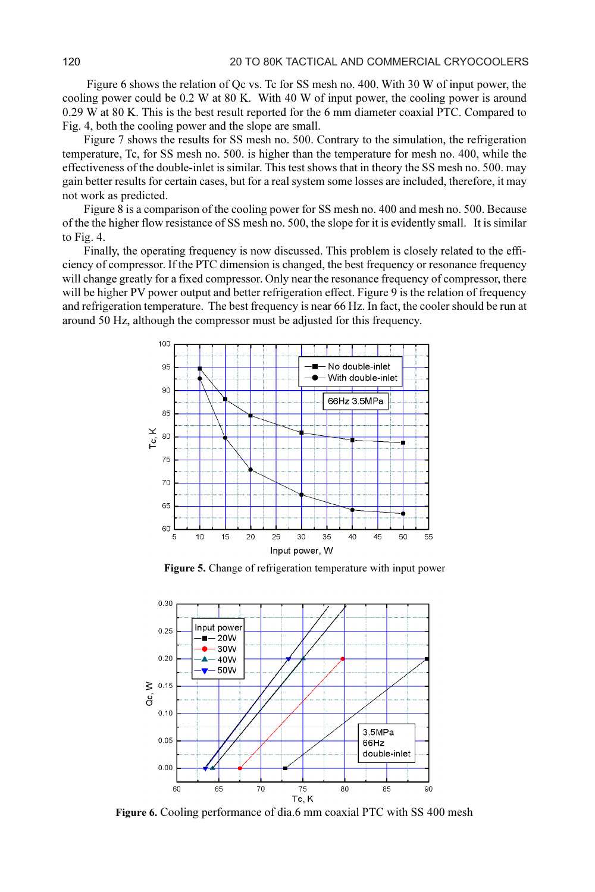Figure 6 shows the relation of Qc vs. Tc for SS mesh no. 400. With 30 W of input power, the cooling power could be 0.2 W at 80 K. With 40 W of input power, the cooling power is around 0.29 W at 80 K. This is the best result reported for the 6 mm diameter coaxial PTC. Compared to Fig. 4, both the cooling power and the slope are small.

Figure 7 shows the results for SS mesh no. 500. Contrary to the simulation, the refrigeration temperature, Tc, for SS mesh no. 500. is higher than the temperature for mesh no. 400, while the effectiveness of the double-inlet is similar. This test shows that in theory the SS mesh no. 500. may gain better results for certain cases, but for a real system some losses are included, therefore, it may not work as predicted.

Figure 8 is a comparison of the cooling power for SS mesh no. 400 and mesh no. 500. Because of the the higher flow resistance of SS mesh no. 500, the slope for it is evidently small. It is similar to Fig. 4.

Finally, the operating frequency is now discussed. This problem is closely related to the efficiency of compressor. If the PTC dimension is changed, the best frequency or resonance frequency will change greatly for a fixed compressor. Only near the resonance frequency of compressor, there will be higher PV power output and better refrigeration effect. Figure 9 is the relation of frequency and refrigeration temperature. The best frequency is near 66 Hz. In fact, the cooler should be run at around 50 Hz, although the compressor must be adjusted for this frequency.

**Figure 5.** Change of refrigeration temperature with input power

**Figure 6.** Cooling performance of dia.6 mm coaxial PTC with SS 400 mesh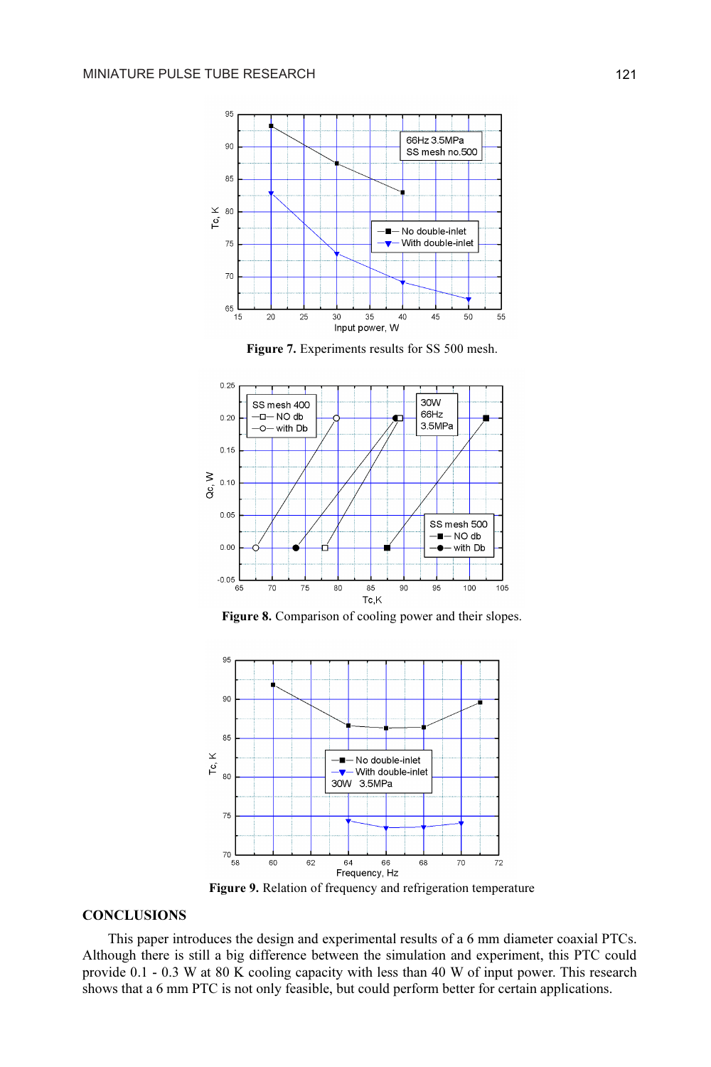**Figure 7.** Experiments results for SS 500 mesh.

**Figure 8.** Comparison of cooling power and their slopes.

**Figure 9.** Relation of frequency and refrigeration temperature

## CONCLUSIONS

This paper introduces the design and experimental results of a 6 mm diameter coaxial PTCs. Although there is still a big difference between the simulation and experiment, this PTC could provide 0.1 - 0.3 W at 80 K cooling capacity with less than 40 W of input power. This research shows that a 6 mm PTC is not only feasible, but could perform better for certain applications.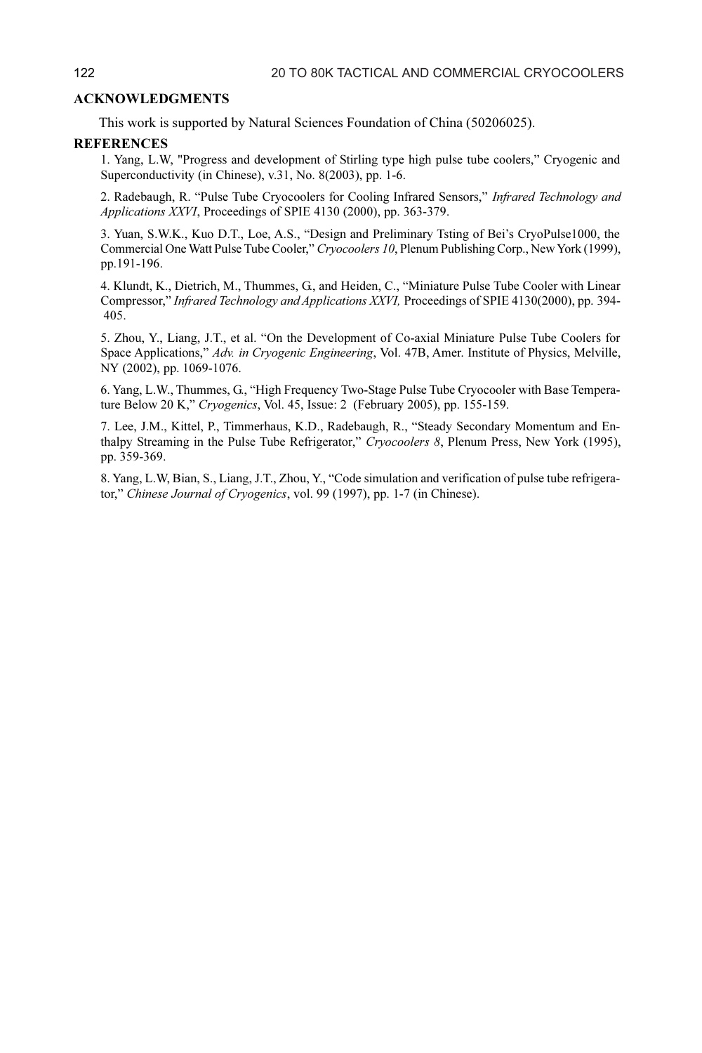## ACKNOWLEDGMENTS

This work is supported by Natural Sciences Foundation of China (50206025).

## REFERENCES

1. Yang, L.W, "Progress and development of Stirling type high pulse tube coolers," Cryogenic and Superconductivity (in Chinese), v.31, No. 8(2003), pp. 1-6.

2. Radebaugh, R. "Pulse Tube Cryocoolers for Cooling Infrared Sensors," *Infrared Technology and Applications XXVI*, Proceedings of SPIE 4130 (2000), pp. 363-379.

3. Yuan, S.W.K., Kuo D.T., Loe, A.S., "Design and Preliminary Tsting of Bei's CryoPulse1000, the Commercial One Watt Pulse Tube Cooler," *Cryocoolers 10*, Plenum Publishing Corp., New York (1999), pp.191-196.

4. Klundt, K., Dietrich, M., Thummes, G., and Heiden, C., "Miniature Pulse Tube Cooler with Linear Compressor," *Infrared Technology and Applications XXVI,* Proceedings of SPIE 4130(2000), pp. 394-405.

5. Zhou, Y., Liang, J.T., et al. "On the Development of Co-axial Miniature Pulse Tube Coolers for Space Applications," *Adv. in Cryogenic Engineering*, Vol. 47B, Amer. Institute of Physics, Melville, NY (2002), pp. 1069-1076.

6. Yang, L.W., Thummes, G., "High Frequency Two-Stage Pulse Tube Cryocooler with Base Temperature Below 20 K," *Cryogenics*, Vol. 45, Issue: 2 (February 2005), pp. 155-159.

7. Lee, J.M., Kittel, P., Timmerhaus, K.D., Radebaugh, R., "Steady Secondary Momentum and Enthalpy Streaming in the Pulse Tube Refrigerator," *Cryocoolers 8*, Plenum Press, New York (1995), pp. 359-369.

8. Yang, L.W, Bian, S., Liang, J.T., Zhou, Y., "Code simulation and verification of pulse tube refrigerator," *Chinese Journal of Cryogenics*, vol. 99 (1997), pp. 1-7 (in Chinese).